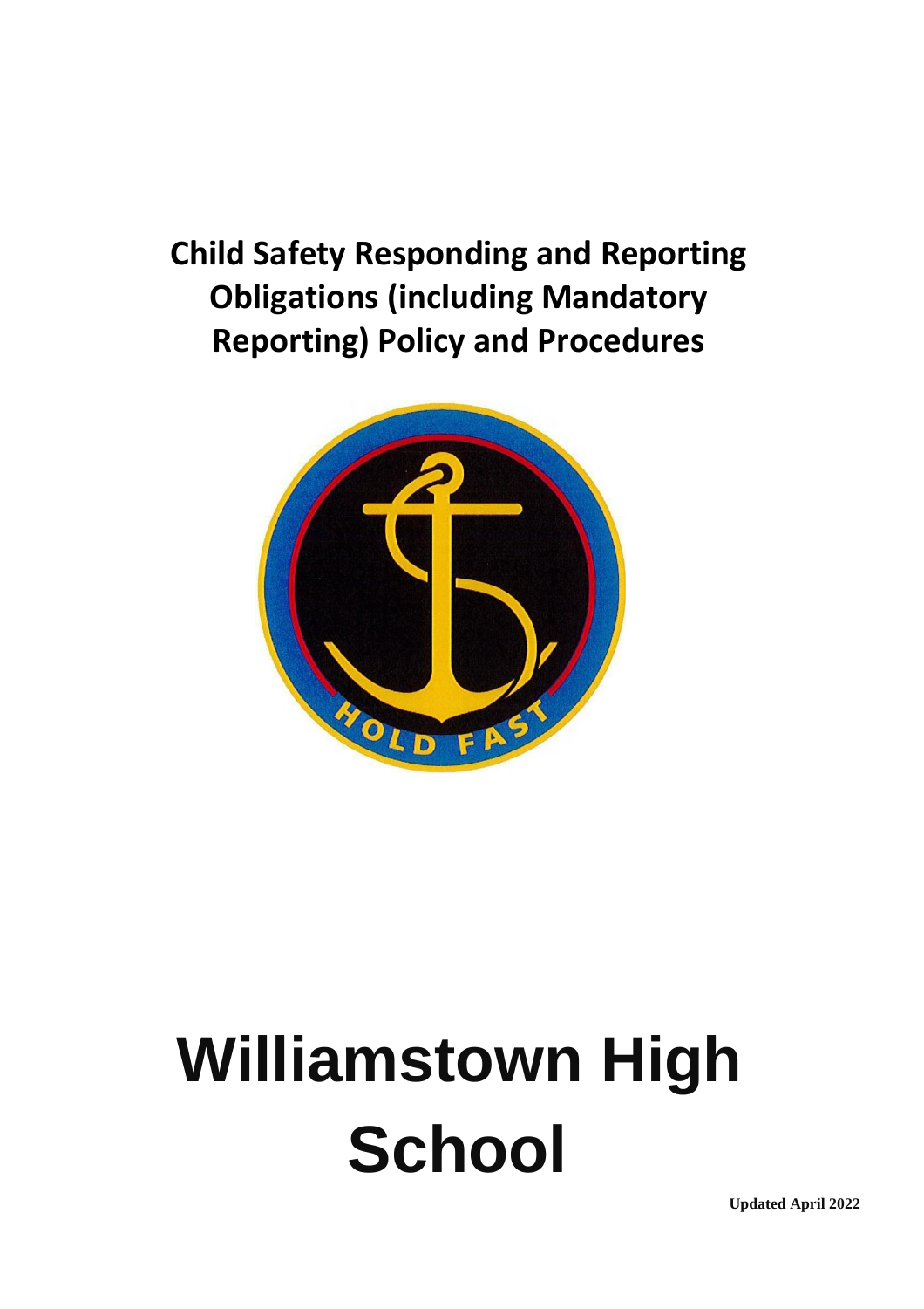# Child Safety Responding and Reporting Obligations (including Mandatory Reporting) Policy and Procedures

HOLD FAST

# Williamstown High School

**Updated April 2022**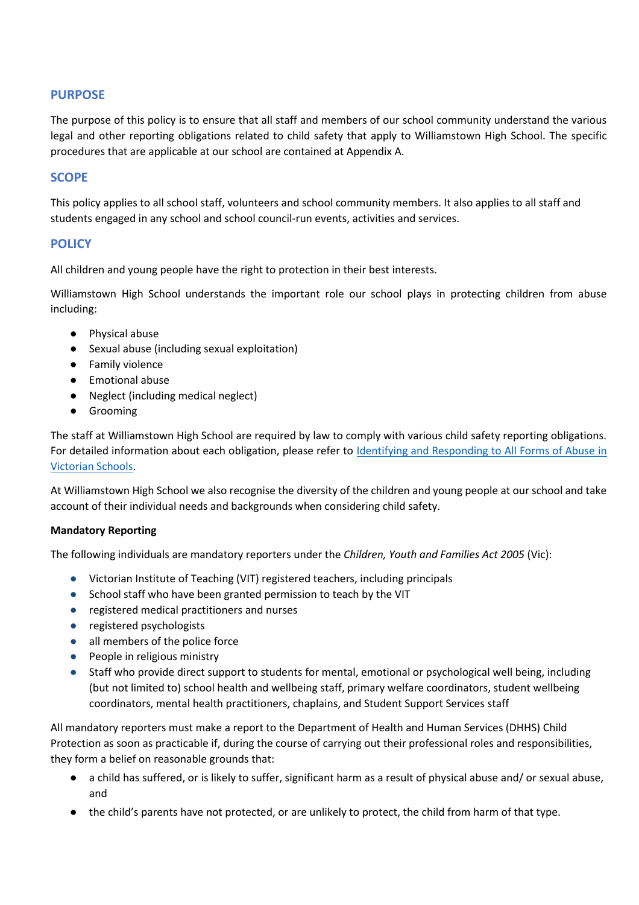## PURPOSE

The purpose of this policy is to ensure that all staff and members of our school community understand the various legal and other reporting obligations related to child safety that apply to Williamstown High School. The specific procedures that are applicable at our school are contained at Appendix A.

## SCOPE

This policy applies to all school staff, volunteers and school community members. It also applies to all staff and students engaged in any school and school council-run events, activities and services.

## POLICY

All children and young people have the right to protection in their best interests.

Williamstown High School understands the important role our school plays in protecting children from abuse including:

- Physical abuse
- Sexual abuse (including sexual exploitation)
- Family violence
- Emotional abuse
- Neglect (including medical neglect)
- Grooming

The staff at Williamstown High School are required by law to comply with various child safety reporting obligations. For detailed information about each obligation, please refer to [Identifying and Responding to All Forms of Abuse in Victorian Schools].

At Williamstown High School we also recognise the diversity of the children and young people at our school and take account of their individual needs and backgrounds when considering child safety.

**Mandatory Reporting**

The following individuals are mandatory reporters under the *Children, Youth and Families Act 2005* (Vic):

- Victorian Institute of Teaching (VIT) registered teachers, including principals
- School staff who have been granted permission to teach by the VIT
- registered medical practitioners and nurses
- registered psychologists
- all members of the police force
- People in religious ministry
- Staff who provide direct support to students for mental, emotional or psychological well being, including (but not limited to) school health and wellbeing staff, primary welfare coordinators, student wellbeing coordinators, mental health practitioners, chaplains, and Student Support Services staff

All mandatory reporters must make a report to the Department of Health and Human Services (DHHS) Child Protection as soon as practicable if, during the course of carrying out their professional roles and responsibilities, they form a belief on reasonable grounds that:

- a child has suffered, or is likely to suffer, significant harm as a result of physical abuse and/ or sexual abuse, and
- the child's parents have not protected, or are unlikely to protect, the child from harm of that type.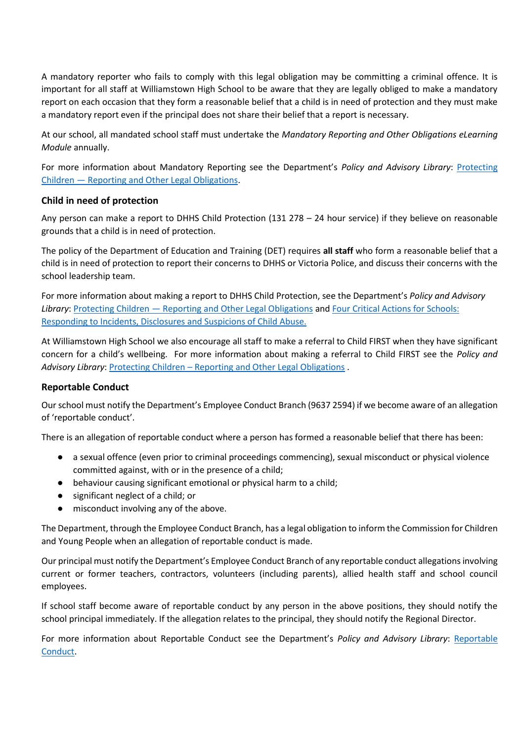A mandatory reporter who fails to comply with this legal obligation may be committing a criminal offence. It is important for all staff at Williamstown High School to be aware that they are legally obliged to make a mandatory report on each occasion that they form a reasonable belief that a child is in need of protection and they must make a mandatory report even if the principal does not share their belief that a report is necessary.

At our school, all mandated school staff must undertake the *Mandatory Reporting and Other Obligations eLearning Module* annually.

For more information about Mandatory Reporting see the Department's *Policy and Advisory Library*: Protecting Children — Reporting and Other Legal Obligations.

### Child in need of protection

Any person can make a report to DHHS Child Protection (131 278 – 24 hour service) if they believe on reasonable grounds that a child is in need of protection.

The policy of the Department of Education and Training (DET) requires **all staff** who form a reasonable belief that a child is in need of protection to report their concerns to DHHS or Victoria Police, and discuss their concerns with the school leadership team.

For more information about making a report to DHHS Child Protection, see the Department's *Policy and Advisory Library*: Protecting Children — Reporting and Other Legal Obligations and Four Critical Actions for Schools: Responding to Incidents, Disclosures and Suspicions of Child Abuse.

At Williamstown High School we also encourage all staff to make a referral to Child FIRST when they have significant concern for a child's wellbeing. For more information about making a referral to Child FIRST see the *Policy and Advisory Library*: Protecting Children – Reporting and Other Legal Obligations .

### Reportable Conduct

Our school must notify the Department's Employee Conduct Branch (9637 2594) if we become aware of an allegation of 'reportable conduct'.

There is an allegation of reportable conduct where a person has formed a reasonable belief that there has been:

- a sexual offence (even prior to criminal proceedings commencing), sexual misconduct or physical violence committed against, with or in the presence of a child;
- behaviour causing significant emotional or physical harm to a child;
- significant neglect of a child; or
- misconduct involving any of the above.

The Department, through the Employee Conduct Branch, has a legal obligation to inform the Commission for Children and Young People when an allegation of reportable conduct is made.

Our principal must notify the Department's Employee Conduct Branch of any reportable conduct allegations involving current or former teachers, contractors, volunteers (including parents), allied health staff and school council employees.

If school staff become aware of reportable conduct by any person in the above positions, they should notify the school principal immediately. If the allegation relates to the principal, they should notify the Regional Director.

For more information about Reportable Conduct see the Department's *Policy and Advisory Library*: Reportable Conduct.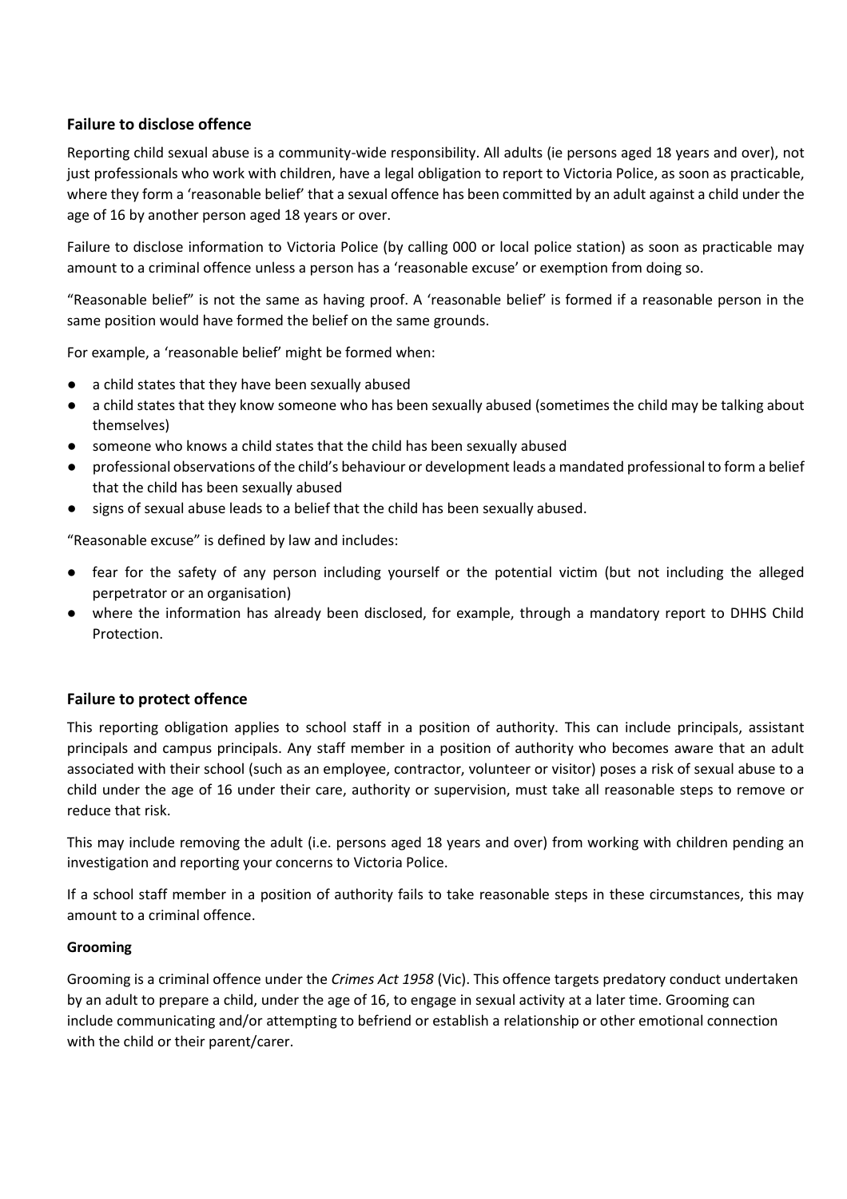### Failure to disclose offence

Reporting child sexual abuse is a community-wide responsibility. All adults (ie persons aged 18 years and over), not just professionals who work with children, have a legal obligation to report to Victoria Police, as soon as practicable, where they form a 'reasonable belief' that a sexual offence has been committed by an adult against a child under the age of 16 by another person aged 18 years or over.

Failure to disclose information to Victoria Police (by calling 000 or local police station) as soon as practicable may amount to a criminal offence unless a person has a 'reasonable excuse' or exemption from doing so.

"Reasonable belief" is not the same as having proof. A 'reasonable belief' is formed if a reasonable person in the same position would have formed the belief on the same grounds.

For example, a 'reasonable belief' might be formed when:

- a child states that they have been sexually abused
- a child states that they know someone who has been sexually abused (sometimes the child may be talking about themselves)
- someone who knows a child states that the child has been sexually abused
- professional observations of the child's behaviour or development leads a mandated professional to form a belief that the child has been sexually abused
- signs of sexual abuse leads to a belief that the child has been sexually abused.

"Reasonable excuse" is defined by law and includes:

- fear for the safety of any person including yourself or the potential victim (but not including the alleged perpetrator or an organisation)
- where the information has already been disclosed, for example, through a mandatory report to DHHS Child Protection.

### Failure to protect offence

This reporting obligation applies to school staff in a position of authority. This can include principals, assistant principals and campus principals. Any staff member in a position of authority who becomes aware that an adult associated with their school (such as an employee, contractor, volunteer or visitor) poses a risk of sexual abuse to a child under the age of 16 under their care, authority or supervision, must take all reasonable steps to remove or reduce that risk.

This may include removing the adult (i.e. persons aged 18 years and over) from working with children pending an investigation and reporting your concerns to Victoria Police.

If a school staff member in a position of authority fails to take reasonable steps in these circumstances, this may amount to a criminal offence.

#### Grooming

Grooming is a criminal offence under the *Crimes Act 1958* (Vic). This offence targets predatory conduct undertaken by an adult to prepare a child, under the age of 16, to engage in sexual activity at a later time. Grooming can include communicating and/or attempting to befriend or establish a relationship or other emotional connection with the child or their parent/carer.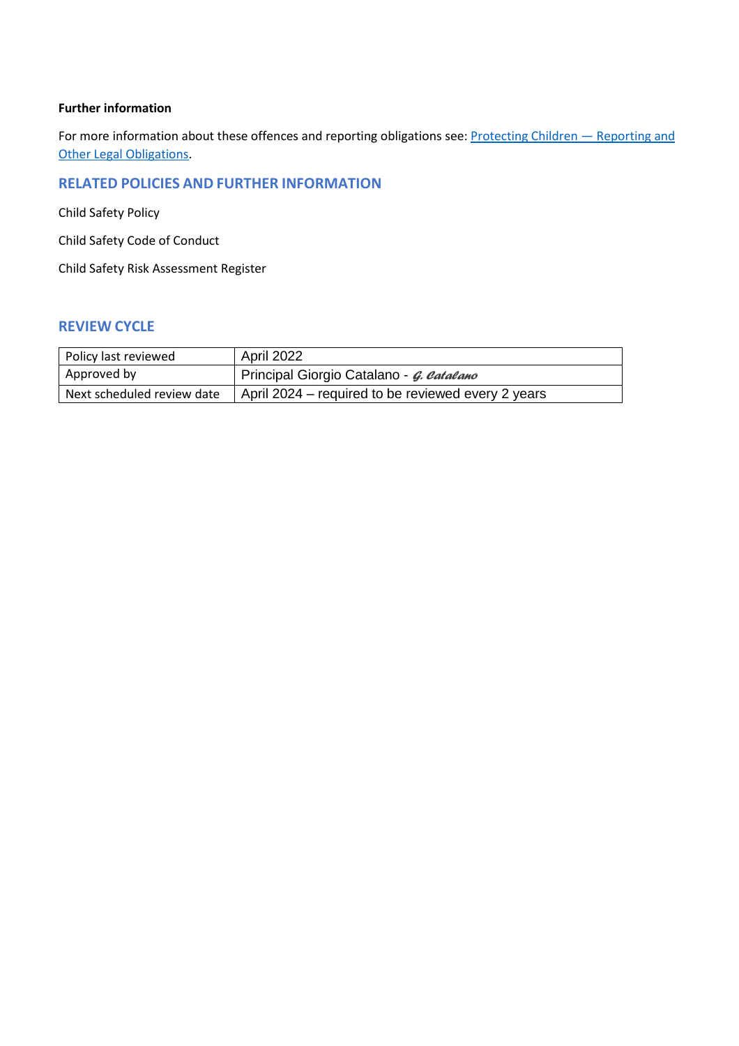**Further information**

For more information about these offences and reporting obligations see: [Protecting Children — Reporting and Other Legal Obligations](#).

## RELATED POLICIES AND FURTHER INFORMATION

Child Safety Policy

Child Safety Code of Conduct

Child Safety Risk Assessment Register

## REVIEW CYCLE

| Policy last reviewed | April 2022 |
| --- | --- |
| Approved by | Principal Giorgio Catalano - *G. Catalano* |
| Next scheduled review date | April 2024 – required to be reviewed every 2 years |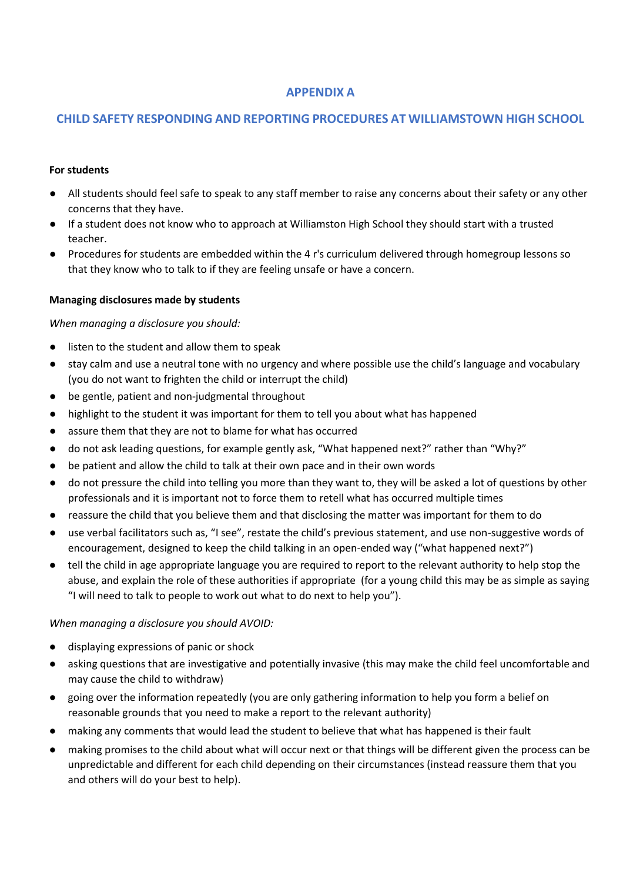## APPENDIX A

## CHILD SAFETY RESPONDING AND REPORTING PROCEDURES AT WILLIAMSTOWN HIGH SCHOOL

**For students**

- All students should feel safe to speak to any staff member to raise any concerns about their safety or any other concerns that they have.
- If a student does not know who to approach at Williamston High School they should start with a trusted teacher.
- Procedures for students are embedded within the 4 r's curriculum delivered through homegroup lessons so that they know who to talk to if they are feeling unsafe or have a concern.

**Managing disclosures made by students**

*When managing a disclosure you should:*

- listen to the student and allow them to speak
- stay calm and use a neutral tone with no urgency and where possible use the child's language and vocabulary (you do not want to frighten the child or interrupt the child)
- be gentle, patient and non-judgmental throughout
- highlight to the student it was important for them to tell you about what has happened
- assure them that they are not to blame for what has occurred
- do not ask leading questions, for example gently ask, "What happened next?" rather than "Why?"
- be patient and allow the child to talk at their own pace and in their own words
- do not pressure the child into telling you more than they want to, they will be asked a lot of questions by other professionals and it is important not to force them to retell what has occurred multiple times
- reassure the child that you believe them and that disclosing the matter was important for them to do
- use verbal facilitators such as, "I see", restate the child's previous statement, and use non-suggestive words of encouragement, designed to keep the child talking in an open-ended way ("what happened next?")
- tell the child in age appropriate language you are required to report to the relevant authority to help stop the abuse, and explain the role of these authorities if appropriate (for a young child this may be as simple as saying "I will need to talk to people to work out what to do next to help you").

*When managing a disclosure you should AVOID:*

- displaying expressions of panic or shock
- asking questions that are investigative and potentially invasive (this may make the child feel uncomfortable and may cause the child to withdraw)
- going over the information repeatedly (you are only gathering information to help you form a belief on reasonable grounds that you need to make a report to the relevant authority)
- making any comments that would lead the student to believe that what has happened is their fault
- making promises to the child about what will occur next or that things will be different given the process can be unpredictable and different for each child depending on their circumstances (instead reassure them that you and others will do your best to help).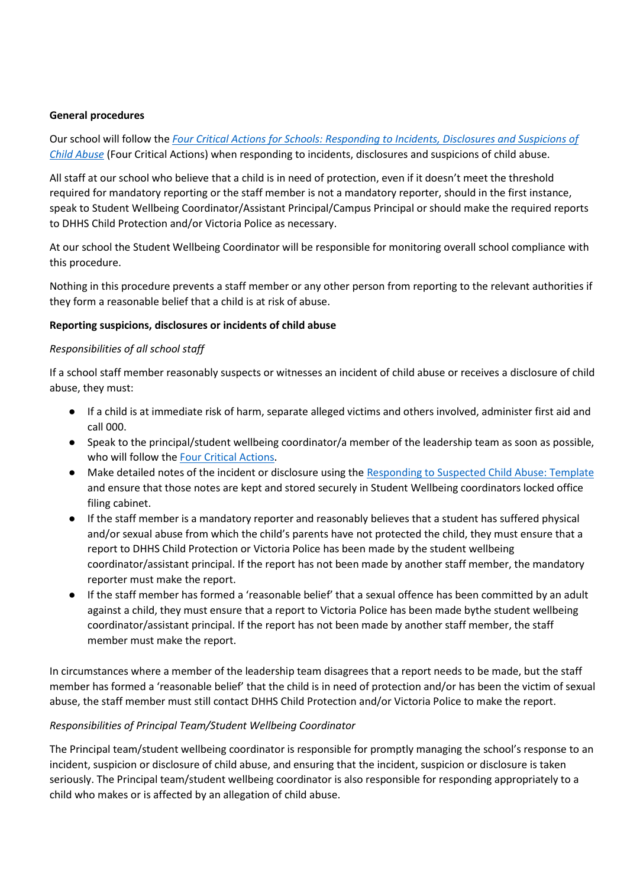**General procedures**

Our school will follow the *[Four Critical Actions for Schools: Responding to Incidents, Disclosures and Suspicions of Child Abuse](#)* (Four Critical Actions) when responding to incidents, disclosures and suspicions of child abuse.

All staff at our school who believe that a child is in need of protection, even if it doesn't meet the threshold required for mandatory reporting or the staff member is not a mandatory reporter, should in the first instance, speak to Student Wellbeing Coordinator/Assistant Principal/Campus Principal or should make the required reports to DHHS Child Protection and/or Victoria Police as necessary.

At our school the Student Wellbeing Coordinator will be responsible for monitoring overall school compliance with this procedure.

Nothing in this procedure prevents a staff member or any other person from reporting to the relevant authorities if they form a reasonable belief that a child is at risk of abuse.

**Reporting suspicions, disclosures or incidents of child abuse**

*Responsibilities of all school staff*

If a school staff member reasonably suspects or witnesses an incident of child abuse or receives a disclosure of child abuse, they must:

- If a child is at immediate risk of harm, separate alleged victims and others involved, administer first aid and call 000.
- Speak to the principal/student wellbeing coordinator/a member of the leadership team as soon as possible, who will follow the [Four Critical Actions](#).
- Make detailed notes of the incident or disclosure using the [Responding to Suspected Child Abuse: Template](#) and ensure that those notes are kept and stored securely in Student Wellbeing coordinators locked office filing cabinet.
- If the staff member is a mandatory reporter and reasonably believes that a student has suffered physical and/or sexual abuse from which the child's parents have not protected the child, they must ensure that a report to DHHS Child Protection or Victoria Police has been made by the student wellbeing coordinator/assistant principal. If the report has not been made by another staff member, the mandatory reporter must make the report.
- If the staff member has formed a 'reasonable belief' that a sexual offence has been committed by an adult against a child, they must ensure that a report to Victoria Police has been made bythe student wellbeing coordinator/assistant principal. If the report has not been made by another staff member, the staff member must make the report.

In circumstances where a member of the leadership team disagrees that a report needs to be made, but the staff member has formed a 'reasonable belief' that the child is in need of protection and/or has been the victim of sexual abuse, the staff member must still contact DHHS Child Protection and/or Victoria Police to make the report.

*Responsibilities of Principal Team/Student Wellbeing Coordinator*

The Principal team/student wellbeing coordinator is responsible for promptly managing the school's response to an incident, suspicion or disclosure of child abuse, and ensuring that the incident, suspicion or disclosure is taken seriously. The Principal team/student wellbeing coordinator is also responsible for responding appropriately to a child who makes or is affected by an allegation of child abuse.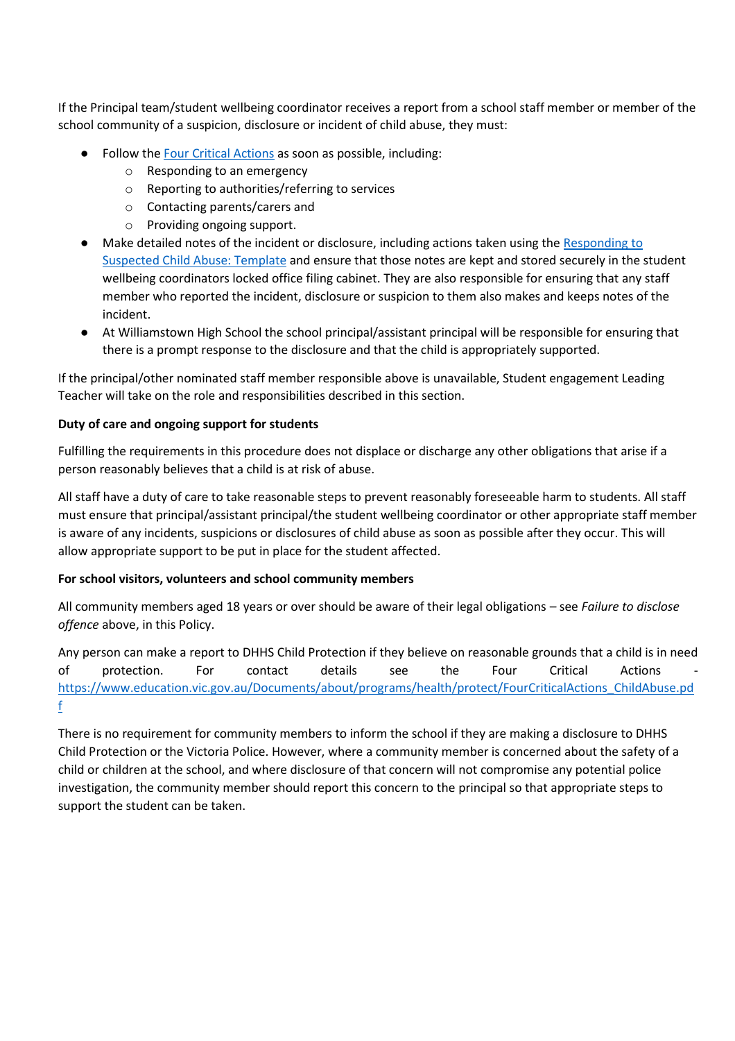If the Principal team/student wellbeing coordinator receives a report from a school staff member or member of the school community of a suspicion, disclosure or incident of child abuse, they must:

- Follow the [Four Critical Actions](https://www.education.vic.gov.au/Documents/about/programs/health/protect/FourCriticalActions_ChildAbuse.pdf) as soon as possible, including:
  - Responding to an emergency
  - Reporting to authorities/referring to services
  - Contacting parents/carers and
  - Providing ongoing support.
- Make detailed notes of the incident or disclosure, including actions taken using the Responding to Suspected Child Abuse: Template and ensure that those notes are kept and stored securely in the student wellbeing coordinators locked office filing cabinet. They are also responsible for ensuring that any staff member who reported the incident, disclosure or suspicion to them also makes and keeps notes of the incident.
- At Williamstown High School the school principal/assistant principal will be responsible for ensuring that there is a prompt response to the disclosure and that the child is appropriately supported.

If the principal/other nominated staff member responsible above is unavailable, Student engagement Leading Teacher will take on the role and responsibilities described in this section.

**Duty of care and ongoing support for students**

Fulfilling the requirements in this procedure does not displace or discharge any other obligations that arise if a person reasonably believes that a child is at risk of abuse.

All staff have a duty of care to take reasonable steps to prevent reasonably foreseeable harm to students. All staff must ensure that principal/assistant principal/the student wellbeing coordinator or other appropriate staff member is aware of any incidents, suspicions or disclosures of child abuse as soon as possible after they occur. This will allow appropriate support to be put in place for the student affected.

**For school visitors, volunteers and school community members**

All community members aged 18 years or over should be aware of their legal obligations – see *Failure to disclose offence* above, in this Policy.

Any person can make a report to DHHS Child Protection if they believe on reasonable grounds that a child is in need of protection. For contact details see the Four Critical Actions - https://www.education.vic.gov.au/Documents/about/programs/health/protect/FourCriticalActions_ChildAbuse.pdf

There is no requirement for community members to inform the school if they are making a disclosure to DHHS Child Protection or the Victoria Police. However, where a community member is concerned about the safety of a child or children at the school, and where disclosure of that concern will not compromise any potential police investigation, the community member should report this concern to the principal so that appropriate steps to support the student can be taken.